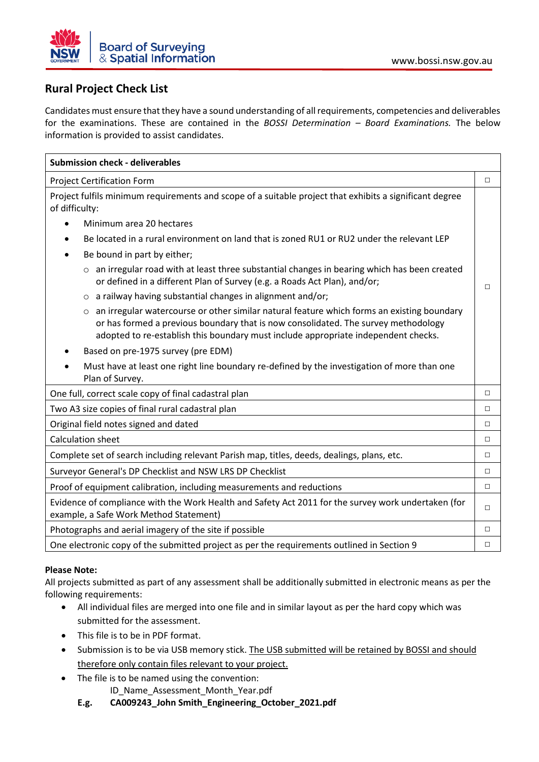# Rural Project Check List

Candidates must ensure that they have a sound understanding of all requirements, competencies and deliverables for the examinations. These are contained in the *BOSSI Determination – Board Examinations.* The below information is provided to assist candidates.

| **Submission check - deliverables** | |
|---|---|
| Project Certification Form | □ |
| Project fulfils minimum requirements and scope of a suitable project that exhibits a significant degree of difficulty:<br>• Minimum area 20 hectares<br>• Be located in a rural environment on land that is zoned RU1 or RU2 under the relevant LEP<br>• Be bound in part by either;<br>  ○ an irregular road with at least three substantial changes in bearing which has been created or defined in a different Plan of Survey (e.g. a Roads Act Plan), and/or;<br>  ○ a railway having substantial changes in alignment and/or;<br>  ○ an irregular watercourse or other similar natural feature which forms an existing boundary or has formed a previous boundary that is now consolidated. The survey methodology adopted to re-establish this boundary must include appropriate independent checks.<br>• Based on pre-1975 survey (pre EDM)<br>• Must have at least one right line boundary re-defined by the investigation of more than one Plan of Survey. | □ |
| One full, correct scale copy of final cadastral plan | □ |
| Two A3 size copies of final rural cadastral plan | □ |
| Original field notes signed and dated | □ |
| Calculation sheet | □ |
| Complete set of search including relevant Parish map, titles, deeds, dealings, plans, etc. | □ |
| Surveyor General's DP Checklist and NSW LRS DP Checklist | □ |
| Proof of equipment calibration, including measurements and reductions | □ |
| Evidence of compliance with the Work Health and Safety Act 2011 for the survey work undertaken (for example, a Safe Work Method Statement) | □ |
| Photographs and aerial imagery of the site if possible | □ |
| One electronic copy of the submitted project as per the requirements outlined in Section 9 | □ |

**Please Note:**
All projects submitted as part of any assessment shall be additionally submitted in electronic means as per the following requirements:

- All individual files are merged into one file and in similar layout as per the hard copy which was submitted for the assessment.
- This file is to be in PDF format.
- Submission is to be via USB memory stick. The USB submitted will be retained by BOSSI and should therefore only contain files relevant to your project.
- The file is to be named using the convention:
  ID_Name_Assessment_Month_Year.pdf

**E.g. CA009243_John Smith_Engineering_October_2021.pdf**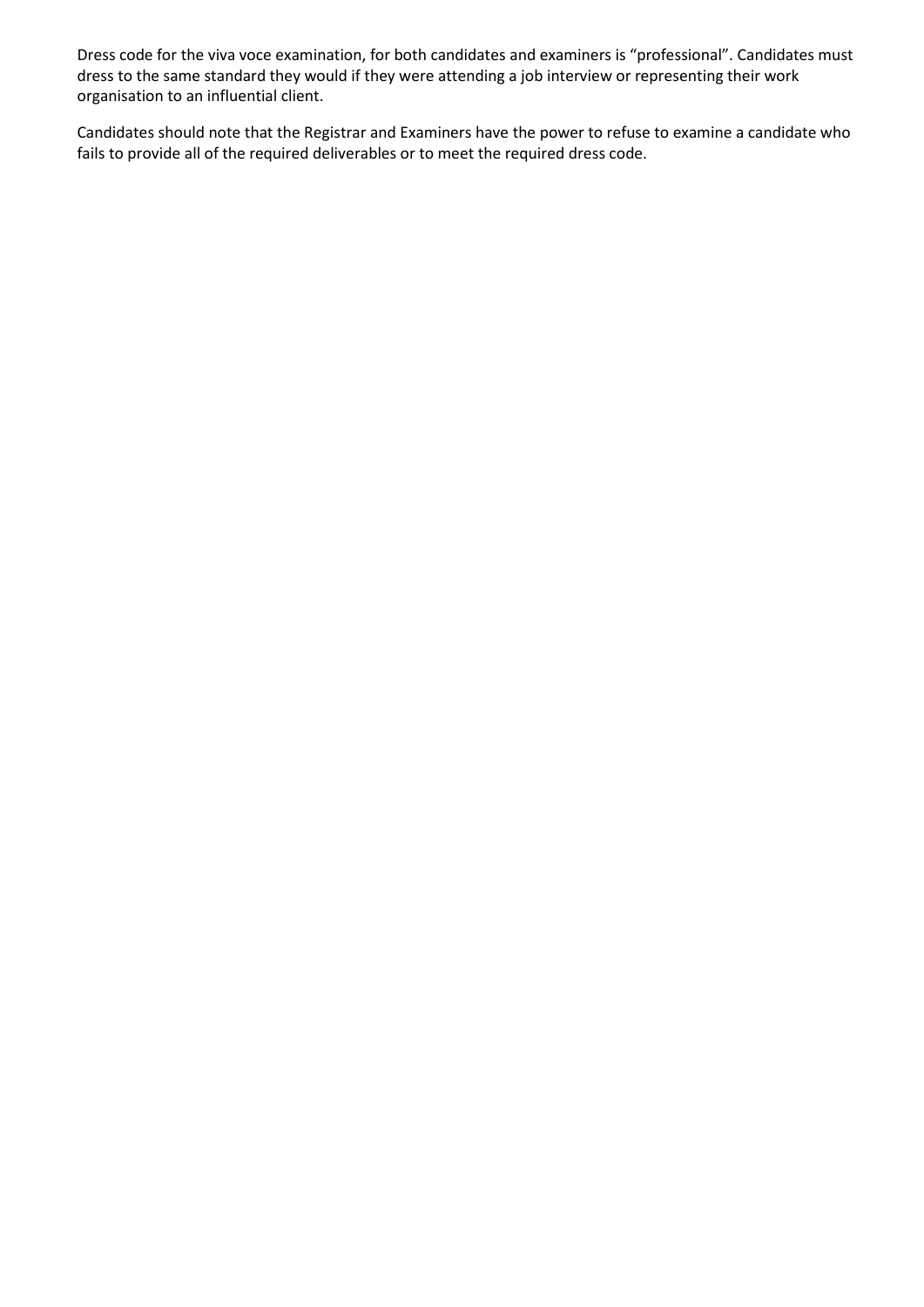Dress code for the viva voce examination, for both candidates and examiners is “professional”. Candidates must dress to the same standard they would if they were attending a job interview or representing their work organisation to an influential client.

Candidates should note that the Registrar and Examiners have the power to refuse to examine a candidate who fails to provide all of the required deliverables or to meet the required dress code.